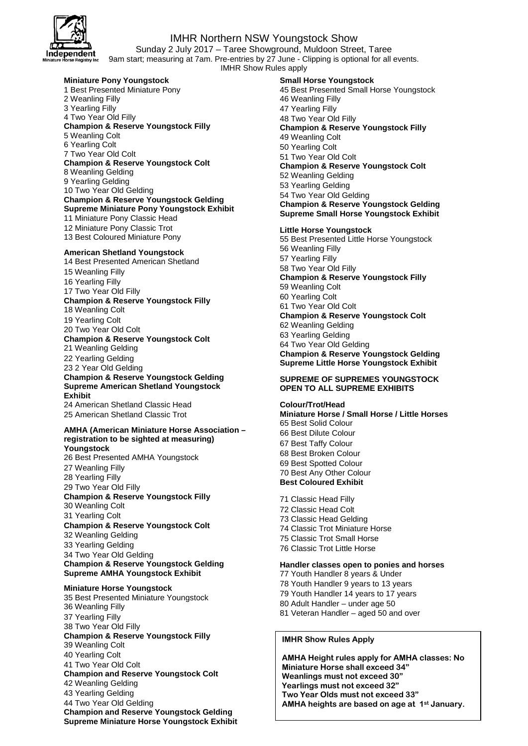# IMHR Northern NSW Youngstock Show

Sunday 2 July 2017 – Taree Showground, Muldoon Street, Taree
9am start; measuring at 7am. Pre-entries by 27 June - Clipping is optional for all events.
IMHR Show Rules apply

**Miniature Pony Youngstock**
1 Best Presented Miniature Pony
2 Weanling Filly
3 Yearling Filly
4 Two Year Old Filly
**Champion & Reserve Youngstock Filly**
5 Weanling Colt
6 Yearling Colt
7 Two Year Old Colt
**Champion & Reserve Youngstock Colt**
8 Weanling Gelding
9 Yearling Gelding
10 Two Year Old Gelding
**Champion & Reserve Youngstock Gelding**
**Supreme Miniature Pony Youngstock Exhibit**
11 Miniature Pony Classic Head
12 Miniature Pony Classic Trot
13 Best Coloured Miniature Pony

**American Shetland Youngstock**
14 Best Presented American Shetland
15 Weanling Filly
16 Yearling Filly
17 Two Year Old Filly
**Champion & Reserve Youngstock Filly**
18 Weanling Colt
19 Yearling Colt
20 Two Year Old Colt
**Champion & Reserve Youngstock Colt**
21 Weanling Gelding
22 Yearling Gelding
23 2 Year Old Gelding
**Champion & Reserve Youngstock Gelding**
**Supreme American Shetland Youngstock Exhibit**
24 American Shetland Classic Head
25 American Shetland Classic Trot

**AMHA (American Miniature Horse Association – registration to be sighted at measuring) Youngstock**
26 Best Presented AMHA Youngstock
27 Weanling Filly
28 Yearling Filly
29 Two Year Old Filly
**Champion & Reserve Youngstock Filly**
30 Weanling Colt
31 Yearling Colt
**Champion & Reserve Youngstock Colt**
32 Weanling Gelding
33 Yearling Gelding
34 Two Year Old Gelding
**Champion & Reserve Youngstock Gelding**
**Supreme AMHA Youngstock Exhibit**

**Miniature Horse Youngstock**
35 Best Presented Miniature Youngstock
36 Weanling Filly
37 Yearling Filly
38 Two Year Old Filly
**Champion & Reserve Youngstock Filly**
39 Weanling Colt
40 Yearling Colt
41 Two Year Old Colt
**Champion and Reserve Youngstock Colt**
42 Weanling Gelding
43 Yearling Gelding
44 Two Year Old Gelding
**Champion and Reserve Youngstock Gelding**
**Supreme Miniature Horse Youngstock Exhibit**

**Small Horse Youngstock**
45 Best Presented Small Horse Youngstock
46 Weanling Filly
47 Yearling Filly
48 Two Year Old Filly
**Champion & Reserve Youngstock Filly**
49 Weanling Colt
50 Yearling Colt
51 Two Year Old Colt
**Champion & Reserve Youngstock Colt**
52 Weanling Gelding
53 Yearling Gelding
54 Two Year Old Gelding
**Champion & Reserve Youngstock Gelding**
**Supreme Small Horse Youngstock Exhibit**

**Little Horse Youngstock**
55 Best Presented Little Horse Youngstock
56 Weanling Filly
57 Yearling Filly
58 Two Year Old Filly
**Champion & Reserve Youngstock Filly**
59 Weanling Colt
60 Yearling Colt
61 Two Year Old Colt
**Champion & Reserve Youngstock Colt**
62 Weanling Gelding
63 Yearling Gelding
64 Two Year Old Gelding
**Champion & Reserve Youngstock Gelding**
**Supreme Little Horse Youngstock Exhibit**

**SUPREME OF SUPREMES YOUNGSTOCK OPEN TO ALL SUPREME EXHIBITS**

**Colour/Trot/Head**
**Miniature Horse / Small Horse / Little Horses**
65 Best Solid Colour
66 Best Dilute Colour
67 Best Taffy Colour
68 Best Broken Colour
69 Best Spotted Colour
70 Best Any Other Colour
**Best Coloured Exhibit**

71 Classic Head Filly
72 Classic Head Colt
73 Classic Head Gelding
74 Classic Trot Miniature Horse
75 Classic Trot Small Horse
76 Classic Trot Little Horse

**Handler classes open to ponies and horses**
77 Youth Handler 8 years & Under
78 Youth Handler 9 years to 13 years
79 Youth Handler 14 years to 17 years
80 Adult Handler – under age 50
81 Veteran Handler – aged 50 and over

**IMHR Show Rules Apply**

**AMHA Height rules apply for AMHA classes: No Miniature Horse shall exceed 34"**
**Weanlings must not exceed 30"**
**Yearlings must not exceed 32"**
**Two Year Olds must not exceed 33"**
**AMHA heights are based on age at 1st January.**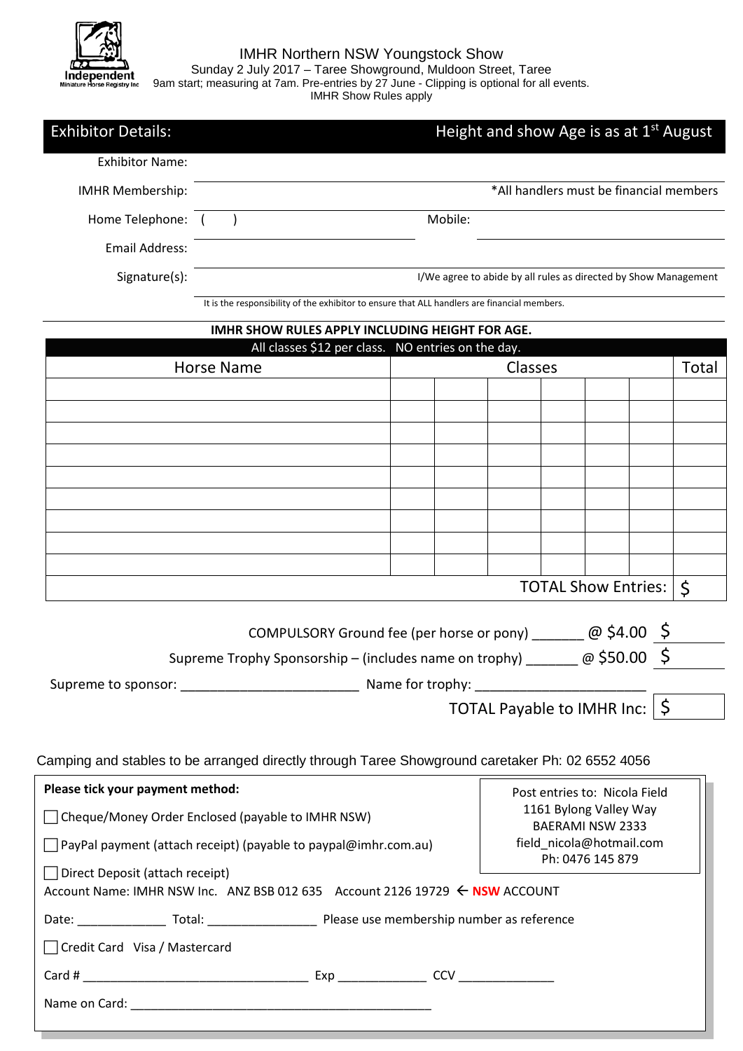Independent
Miniature Horse Registry Inc

IMHR Northern NSW Youngstock Show
Sunday 2 July 2017 – Taree Showground, Muldoon Street, Taree
9am start; measuring at 7am. Pre-entries by 27 June - Clipping is optional for all events.
IMHR Show Rules apply

## Exhibitor Details: Height and show Age is as at 1st August

Exhibitor Name: ______________________________

IMHR Membership: ______________________________ *All handlers must be financial members

Home Telephone: ( ) ______________________ Mobile: ______________________

Email Address: ______________________________

Signature(s): ______________________________ I/We agree to abide by all rules as directed by Show Management

It is the responsibility of the exhibitor to ensure that ALL handlers are financial members.

**IMHR SHOW RULES APPLY INCLUDING HEIGHT FOR AGE.**

All classes $12 per class. NO entries on the day.

| Horse Name | Classes | | | | | | Total |
|---|---|---|---|---|---|---|---|
| | | | | | | | |
| | | | | | | | |
| | | | | | | | |
| | | | | | | | |
| | | | | | | | |
| | | | | | | | |
| | | | | | | | |
| | | | | | | | |
| | | | | | | | |
| | | | | | | TOTAL Show Entries: | $ |

COMPULSORY Ground fee (per horse or pony) _______ @ $4.00 $

Supreme Trophy Sponsorship – (includes name on trophy) _______ @ $50.00 $

Supreme to sponsor: ________________________ Name for trophy: ________________________

TOTAL Payable to IMHR Inc: $

Camping and stables to be arranged directly through Taree Showground caretaker Ph: 02 6552 4056

**Please tick your payment method:**

☐ Cheque/Money Order Enclosed (payable to IMHR NSW)

☐ PayPal payment (attach receipt) (payable to paypal@imhr.com.au)

☐ Direct Deposit (attach receipt)

Account Name: IMHR NSW Inc. ANZ BSB 012 635 Account 2126 19729 ← **NSW** ACCOUNT

Date: _____________ Total: ________________ Please use membership number as reference

☐ Credit Card Visa / Mastercard

Card # _________________________________ Exp _____________ CCV ______________

Name on Card: _____________________________________________

Post entries to: Nicola Field
1161 Bylong Valley Way
BAERAMI NSW 2333
field_nicola@hotmail.com
Ph: 0476 145 879